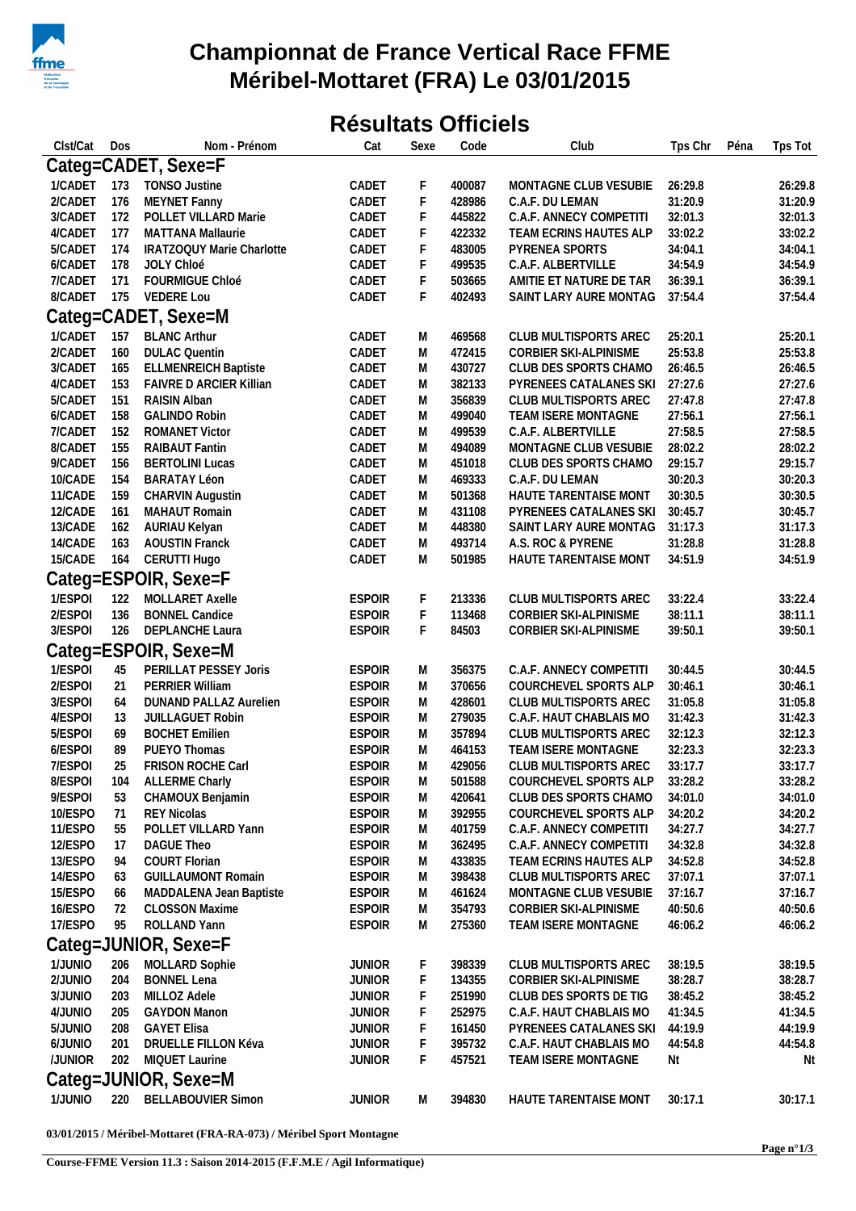# Championnat de France Vertical Race FFME
# Méribel-Mottaret (FRA) Le 03/01/2015

## Résultats Officiels

| Clst/Cat | Dos | Nom - Prénom | Cat | Sexe | Code | Club | Tps Chr | Péna | Tps Tot |
|---|---|---|---|---|---|---|---|---|---|
| **Categ=CADET, Sexe=F** | | | | | | | | | |
| 1/CADET | 173 | TONSO Justine | CADET | F | 400087 | MONTAGNE CLUB VESUBIE | 26:29.8 | | 26:29.8 |
| 2/CADET | 176 | MEYNET Fanny | CADET | F | 428986 | C.A.F. DU LEMAN | 31:20.9 | | 31:20.9 |
| 3/CADET | 172 | POLLET VILLARD Marie | CADET | F | 445822 | C.A.F. ANNECY COMPETITI | 32:01.3 | | 32:01.3 |
| 4/CADET | 177 | MATTANA Mallaurie | CADET | F | 422332 | TEAM ECRINS HAUTES ALP | 33:02.2 | | 33:02.2 |
| 5/CADET | 174 | IRATZOQUY Marie Charlotte | CADET | F | 483005 | PYRENEA SPORTS | 34:04.1 | | 34:04.1 |
| 6/CADET | 178 | JOLY Chloé | CADET | F | 499535 | C.A.F. ALBERTVILLE | 34:54.9 | | 34:54.9 |
| 7/CADET | 171 | FOURMIGUE Chloé | CADET | F | 503665 | AMITIE ET NATURE DE TAR | 36:39.1 | | 36:39.1 |
| 8/CADET | 175 | VEDERE Lou | CADET | F | 402493 | SAINT LARY AURE MONTAG | 37:54.4 | | 37:54.4 |
| **Categ=CADET, Sexe=M** | | | | | | | | | |
| 1/CADET | 157 | BLANC Arthur | CADET | M | 469568 | CLUB MULTISPORTS AREC | 25:20.1 | | 25:20.1 |
| 2/CADET | 160 | DULAC Quentin | CADET | M | 472415 | CORBIER SKI-ALPINISME | 25:53.8 | | 25:53.8 |
| 3/CADET | 165 | ELLMENREICH Baptiste | CADET | M | 430727 | CLUB DES SPORTS CHAMO | 26:46.5 | | 26:46.5 |
| 4/CADET | 153 | FAIVRE D ARCIER Killian | CADET | M | 382133 | PYRENEES CATALANES SKI | 27:27.6 | | 27:27.6 |
| 5/CADET | 151 | RAISIN Alban | CADET | M | 356839 | CLUB MULTISPORTS AREC | 27:47.8 | | 27:47.8 |
| 6/CADET | 158 | GALINDO Robin | CADET | M | 499040 | TEAM ISERE MONTAGNE | 27:56.1 | | 27:56.1 |
| 7/CADET | 152 | ROMANET Victor | CADET | M | 499539 | C.A.F. ALBERTVILLE | 27:58.5 | | 27:58.5 |
| 8/CADET | 155 | RAIBAUT Fantin | CADET | M | 494089 | MONTAGNE CLUB VESUBIE | 28:02.2 | | 28:02.2 |
| 9/CADET | 156 | BERTOLINI Lucas | CADET | M | 451018 | CLUB DES SPORTS CHAMO | 29:15.7 | | 29:15.7 |
| 10/CADE | 154 | BARATAY Léon | CADET | M | 469333 | C.A.F. DU LEMAN | 30:20.3 | | 30:20.3 |
| 11/CADE | 159 | CHARVIN Augustin | CADET | M | 501368 | HAUTE TARENTAISE MONT | 30:30.5 | | 30:30.5 |
| 12/CADE | 161 | MAHAUT Romain | CADET | M | 431108 | PYRENEES CATALANES SKI | 30:45.7 | | 30:45.7 |
| 13/CADE | 162 | AURIAU Kelyan | CADET | M | 448380 | SAINT LARY AURE MONTAG | 31:17.3 | | 31:17.3 |
| 14/CADE | 163 | AOUSTIN Franck | CADET | M | 493714 | A.S. ROC & PYRENE | 31:28.8 | | 31:28.8 |
| 15/CADE | 164 | CERUTTI Hugo | CADET | M | 501985 | HAUTE TARENTAISE MONT | 34:51.9 | | 34:51.9 |
| **Categ=ESPOIR, Sexe=F** | | | | | | | | | |
| 1/ESPOI | 122 | MOLLARET Axelle | ESPOIR | F | 213336 | CLUB MULTISPORTS AREC | 33:22.4 | | 33:22.4 |
| 2/ESPOI | 136 | BONNEL Candice | ESPOIR | F | 113468 | CORBIER SKI-ALPINISME | 38:11.1 | | 38:11.1 |
| 3/ESPOI | 126 | DEPLANCHE Laura | ESPOIR | F | 84503 | CORBIER SKI-ALPINISME | 39:50.1 | | 39:50.1 |
| **Categ=ESPOIR, Sexe=M** | | | | | | | | | |
| 1/ESPOI | 45 | PERILLAT PESSEY Joris | ESPOIR | M | 356375 | C.A.F. ANNECY COMPETITI | 30:44.5 | | 30:44.5 |
| 2/ESPOI | 21 | PERRIER William | ESPOIR | M | 370656 | COURCHEVEL SPORTS ALP | 30:46.1 | | 30:46.1 |
| 3/ESPOI | 64 | DUNAND PALLAZ Aurelien | ESPOIR | M | 428601 | CLUB MULTISPORTS AREC | 31:05.8 | | 31:05.8 |
| 4/ESPOI | 13 | JUILLAGUET Robin | ESPOIR | M | 279035 | C.A.F. HAUT CHABLAIS MO | 31:42.3 | | 31:42.3 |
| 5/ESPOI | 69 | BOCHET Emilien | ESPOIR | M | 357894 | CLUB MULTISPORTS AREC | 32:12.3 | | 32:12.3 |
| 6/ESPOI | 89 | PUEYO Thomas | ESPOIR | M | 464153 | TEAM ISERE MONTAGNE | 32:23.3 | | 32:23.3 |
| 7/ESPOI | 25 | FRISON ROCHE Carl | ESPOIR | M | 429056 | CLUB MULTISPORTS AREC | 33:17.7 | | 33:17.7 |
| 8/ESPOI | 104 | ALLERME Charly | ESPOIR | M | 501588 | COURCHEVEL SPORTS ALP | 33:28.2 | | 33:28.2 |
| 9/ESPOI | 53 | CHAMOUX Benjamin | ESPOIR | M | 420641 | CLUB DES SPORTS CHAMO | 34:01.0 | | 34:01.0 |
| 10/ESPO | 71 | REY Nicolas | ESPOIR | M | 392955 | COURCHEVEL SPORTS ALP | 34:20.2 | | 34:20.2 |
| 11/ESPO | 55 | POLLET VILLARD Yann | ESPOIR | M | 401759 | C.A.F. ANNECY COMPETITI | 34:27.7 | | 34:27.7 |
| 12/ESPO | 17 | DAGUE Theo | ESPOIR | M | 362495 | C.A.F. ANNECY COMPETITI | 34:32.8 | | 34:32.8 |
| 13/ESPO | 94 | COURT Florian | ESPOIR | M | 433835 | TEAM ECRINS HAUTES ALP | 34:52.8 | | 34:52.8 |
| 14/ESPO | 63 | GUILLAUMONT Romain | ESPOIR | M | 398438 | CLUB MULTISPORTS AREC | 37:07.1 | | 37:07.1 |
| 15/ESPO | 66 | MADDALENA Jean Baptiste | ESPOIR | M | 461624 | MONTAGNE CLUB VESUBIE | 37:16.7 | | 37:16.7 |
| 16/ESPO | 72 | CLOSSON Maxime | ESPOIR | M | 354793 | CORBIER SKI-ALPINISME | 40:50.6 | | 40:50.6 |
| 17/ESPO | 95 | ROLLAND Yann | ESPOIR | M | 275360 | TEAM ISERE MONTAGNE | 46:06.2 | | 46:06.2 |
| **Categ=JUNIOR, Sexe=F** | | | | | | | | | |
| 1/JUNIO | 206 | MOLLARD Sophie | JUNIOR | F | 398339 | CLUB MULTISPORTS AREC | 38:19.5 | | 38:19.5 |
| 2/JUNIO | 204 | BONNEL Lena | JUNIOR | F | 134355 | CORBIER SKI-ALPINISME | 38:28.7 | | 38:28.7 |
| 3/JUNIO | 203 | MILLOZ Adele | JUNIOR | F | 251990 | CLUB DES SPORTS DE TIG | 38:45.2 | | 38:45.2 |
| 4/JUNIO | 205 | GAYDON Manon | JUNIOR | F | 252975 | C.A.F. HAUT CHABLAIS MO | 41:34.5 | | 41:34.5 |
| 5/JUNIO | 208 | GAYET Elisa | JUNIOR | F | 161450 | PYRENEES CATALANES SKI | 44:19.9 | | 44:19.9 |
| 6/JUNIO | 201 | DRUELLE FILLON Kéva | JUNIOR | F | 395732 | C.A.F. HAUT CHABLAIS MO | 44:54.8 | | 44:54.8 |
| /JUNIOR | 202 | MIQUET Laurine | JUNIOR | F | 457521 | TEAM ISERE MONTAGNE | Nt | | Nt |
| **Categ=JUNIOR, Sexe=M** | | | | | | | | | |
| 1/JUNIO | 220 | BELLABOUVIER Simon | JUNIOR | M | 394830 | HAUTE TARENTAISE MONT | 30:17.1 | | 30:17.1 |

**03/01/2015 / Méribel-Mottaret (FRA-RA-073) / Méribel Sport Montagne**

**Course-FFME Version 11.3 : Saison 2014-2015 (F.F.M.E / Agil Informatique)**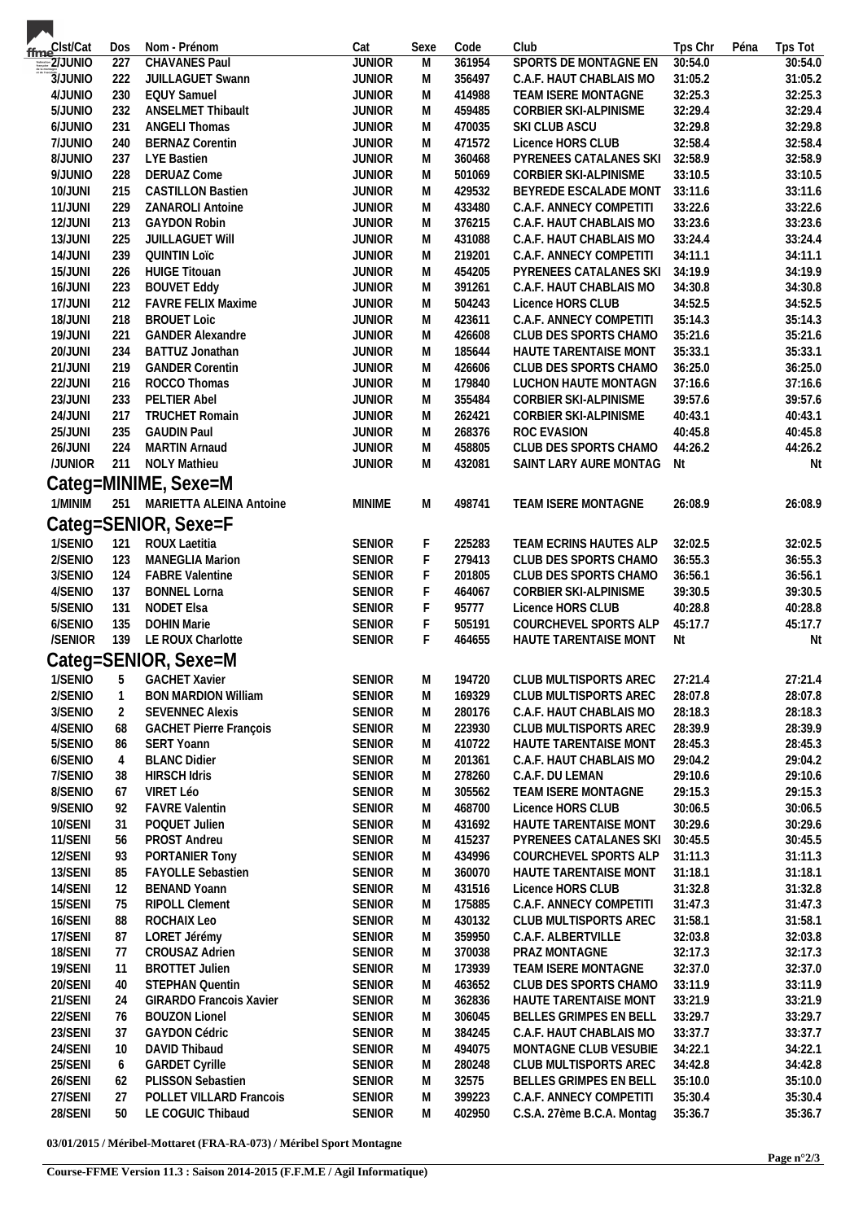| Clst/Cat | Dos | Nom - Prénom | Cat | Sexe | Code | Club | Tps Chr | Péna | Tps Tot |
|---|---|---|---|---|---|---|---|---|---|
| 2/JUNIO | 227 | CHAVANES Paul | JUNIOR | M | 361954 | SPORTS DE MONTAGNE EN | 30:54.0 | | 30:54.0 |
| 3/JUNIO | 222 | JUILLAGUET Swann | JUNIOR | M | 356497 | C.A.F. HAUT CHABLAIS MO | 31:05.2 | | 31:05.2 |
| 4/JUNIO | 230 | EQUY Samuel | JUNIOR | M | 414988 | TEAM ISERE MONTAGNE | 32:25.3 | | 32:25.3 |
| 5/JUNIO | 232 | ANSELMET Thibault | JUNIOR | M | 459485 | CORBIER SKI-ALPINISME | 32:29.4 | | 32:29.4 |
| 6/JUNIO | 231 | ANGELI Thomas | JUNIOR | M | 470035 | SKI CLUB ASCU | 32:29.8 | | 32:29.8 |
| 7/JUNIO | 240 | BERNAZ Corentin | JUNIOR | M | 471572 | Licence HORS CLUB | 32:58.4 | | 32:58.4 |
| 8/JUNIO | 237 | LYE Bastien | JUNIOR | M | 360468 | PYRENEES CATALANES SKI | 32:58.9 | | 32:58.9 |
| 9/JUNIO | 228 | DERUAZ Come | JUNIOR | M | 501069 | CORBIER SKI-ALPINISME | 33:10.5 | | 33:10.5 |
| 10/JUNI | 215 | CASTILLON Bastien | JUNIOR | M | 429532 | BEYREDE ESCALADE MONT | 33:11.6 | | 33:11.6 |
| 11/JUNI | 229 | ZANAROLI Antoine | JUNIOR | M | 433480 | C.A.F. ANNECY COMPETITI | 33:22.6 | | 33:22.6 |
| 12/JUNI | 213 | GAYDON Robin | JUNIOR | M | 376215 | C.A.F. HAUT CHABLAIS MO | 33:23.6 | | 33:23.6 |
| 13/JUNI | 225 | JUILLAGUET Will | JUNIOR | M | 431088 | C.A.F. HAUT CHABLAIS MO | 33:24.4 | | 33:24.4 |
| 14/JUNI | 239 | QUINTIN Loïc | JUNIOR | M | 219201 | C.A.F. ANNECY COMPETITI | 34:11.1 | | 34:11.1 |
| 15/JUNI | 226 | HUIGE Titouan | JUNIOR | M | 454205 | PYRENEES CATALANES SKI | 34:19.9 | | 34:19.9 |
| 16/JUNI | 223 | BOUVET Eddy | JUNIOR | M | 391261 | C.A.F. HAUT CHABLAIS MO | 34:30.8 | | 34:30.8 |
| 17/JUNI | 212 | FAVRE FELIX Maxime | JUNIOR | M | 504243 | Licence HORS CLUB | 34:52.5 | | 34:52.5 |
| 18/JUNI | 218 | BROUET Loic | JUNIOR | M | 423611 | C.A.F. ANNECY COMPETITI | 35:14.3 | | 35:14.3 |
| 19/JUNI | 221 | GANDER Alexandre | JUNIOR | M | 426608 | CLUB DES SPORTS CHAMO | 35:21.6 | | 35:21.6 |
| 20/JUNI | 234 | BATTUZ Jonathan | JUNIOR | M | 185644 | HAUTE TARENTAISE MONT | 35:33.1 | | 35:33.1 |
| 21/JUNI | 219 | GANDER Corentin | JUNIOR | M | 426606 | CLUB DES SPORTS CHAMO | 36:25.0 | | 36:25.0 |
| 22/JUNI | 216 | ROCCO Thomas | JUNIOR | M | 179840 | LUCHON HAUTE MONTAGN | 37:16.6 | | 37:16.6 |
| 23/JUNI | 233 | PELTIER Abel | JUNIOR | M | 355484 | CORBIER SKI-ALPINISME | 39:57.6 | | 39:57.6 |
| 24/JUNI | 217 | TRUCHET Romain | JUNIOR | M | 262421 | CORBIER SKI-ALPINISME | 40:43.1 | | 40:43.1 |
| 25/JUNI | 235 | GAUDIN Paul | JUNIOR | M | 268376 | ROC EVASION | 40:45.8 | | 40:45.8 |
| 26/JUNI | 224 | MARTIN Arnaud | JUNIOR | M | 458805 | CLUB DES SPORTS CHAMO | 44:26.2 | | 44:26.2 |
| /JUNIOR | 211 | NOLY Mathieu | JUNIOR | M | 432081 | SAINT LARY AURE MONTAG | Nt | | Nt |

## Categ=MINIME, Sexe=M

| Clst/Cat | Dos | Nom - Prénom | Cat | Sexe | Code | Club | Tps Chr | Péna | Tps Tot |
|---|---|---|---|---|---|---|---|---|---|
| 1/MINIM | 251 | MARIETTA ALEINA Antoine | MINIME | M | 498741 | TEAM ISERE MONTAGNE | 26:08.9 | | 26:08.9 |

## Categ=SENIOR, Sexe=F

| Clst/Cat | Dos | Nom - Prénom | Cat | Sexe | Code | Club | Tps Chr | Péna | Tps Tot |
|---|---|---|---|---|---|---|---|---|---|
| 1/SENIO | 121 | ROUX Laetitia | SENIOR | F | 225283 | TEAM ECRINS HAUTES ALP | 32:02.5 | | 32:02.5 |
| 2/SENIO | 123 | MANEGLIA Marion | SENIOR | F | 279413 | CLUB DES SPORTS CHAMO | 36:55.3 | | 36:55.3 |
| 3/SENIO | 124 | FABRE Valentine | SENIOR | F | 201805 | CLUB DES SPORTS CHAMO | 36:56.1 | | 36:56.1 |
| 4/SENIO | 137 | BONNEL Lorna | SENIOR | F | 464067 | CORBIER SKI-ALPINISME | 39:30.5 | | 39:30.5 |
| 5/SENIO | 131 | NODET Elsa | SENIOR | F | 95777 | Licence HORS CLUB | 40:28.8 | | 40:28.8 |
| 6/SENIO | 135 | DOHIN Marie | SENIOR | F | 505191 | COURCHEVEL SPORTS ALP | 45:17.7 | | 45:17.7 |
| /SENIOR | 139 | LE ROUX Charlotte | SENIOR | F | 464655 | HAUTE TARENTAISE MONT | Nt | | Nt |

## Categ=SENIOR, Sexe=M

| Clst/Cat | Dos | Nom - Prénom | Cat | Sexe | Code | Club | Tps Chr | Péna | Tps Tot |
|---|---|---|---|---|---|---|---|---|---|
| 1/SENIO | 5 | GACHET Xavier | SENIOR | M | 194720 | CLUB MULTISPORTS AREC | 27:21.4 | | 27:21.4 |
| 2/SENIO | 1 | BON MARDION William | SENIOR | M | 169329 | CLUB MULTISPORTS AREC | 28:07.8 | | 28:07.8 |
| 3/SENIO | 2 | SEVENNEC Alexis | SENIOR | M | 280176 | C.A.F. HAUT CHABLAIS MO | 28:18.3 | | 28:18.3 |
| 4/SENIO | 68 | GACHET Pierre François | SENIOR | M | 223930 | CLUB MULTISPORTS AREC | 28:39.9 | | 28:39.9 |
| 5/SENIO | 86 | SERT Yoann | SENIOR | M | 410722 | HAUTE TARENTAISE MONT | 28:45.3 | | 28:45.3 |
| 6/SENIO | 4 | BLANC Didier | SENIOR | M | 201361 | C.A.F. HAUT CHABLAIS MO | 29:04.2 | | 29:04.2 |
| 7/SENIO | 38 | HIRSCH Idris | SENIOR | M | 278260 | C.A.F. DU LEMAN | 29:10.6 | | 29:10.6 |
| 8/SENIO | 67 | VIRET Léo | SENIOR | M | 305562 | TEAM ISERE MONTAGNE | 29:15.3 | | 29:15.3 |
| 9/SENIO | 92 | FAVRE Valentin | SENIOR | M | 468700 | Licence HORS CLUB | 30:06.5 | | 30:06.5 |
| 10/SENI | 31 | POQUET Julien | SENIOR | M | 431692 | HAUTE TARENTAISE MONT | 30:29.6 | | 30:29.6 |
| 11/SENI | 56 | PROST Andreu | SENIOR | M | 415237 | PYRENEES CATALANES SKI | 30:45.5 | | 30:45.5 |
| 12/SENI | 93 | PORTANIER Tony | SENIOR | M | 434996 | COURCHEVEL SPORTS ALP | 31:11.3 | | 31:11.3 |
| 13/SENI | 85 | FAYOLLE Sebastien | SENIOR | M | 360070 | HAUTE TARENTAISE MONT | 31:18.1 | | 31:18.1 |
| 14/SENI | 12 | BENAND Yoann | SENIOR | M | 431516 | Licence HORS CLUB | 31:32.8 | | 31:32.8 |
| 15/SENI | 75 | RIPOLL Clement | SENIOR | M | 175885 | C.A.F. ANNECY COMPETITI | 31:47.3 | | 31:47.3 |
| 16/SENI | 88 | ROCHAIX Leo | SENIOR | M | 430132 | CLUB MULTISPORTS AREC | 31:58.1 | | 31:58.1 |
| 17/SENI | 87 | LORET Jérémy | SENIOR | M | 359950 | C.A.F. ALBERTVILLE | 32:03.8 | | 32:03.8 |
| 18/SENI | 77 | CROUSAZ Adrien | SENIOR | M | 370038 | PRAZ MONTAGNE | 32:17.3 | | 32:17.3 |
| 19/SENI | 11 | BROTTET Julien | SENIOR | M | 173939 | TEAM ISERE MONTAGNE | 32:37.0 | | 32:37.0 |
| 20/SENI | 40 | STEPHAN Quentin | SENIOR | M | 463652 | CLUB DES SPORTS CHAMO | 33:11.9 | | 33:11.9 |
| 21/SENI | 24 | GIRARDO Francois Xavier | SENIOR | M | 362836 | HAUTE TARENTAISE MONT | 33:21.9 | | 33:21.9 |
| 22/SENI | 76 | BOUZON Lionel | SENIOR | M | 306045 | BELLES GRIMPES EN BELL | 33:29.7 | | 33:29.7 |
| 23/SENI | 37 | GAYDON Cédric | SENIOR | M | 384245 | C.A.F. HAUT CHABLAIS MO | 33:37.7 | | 33:37.7 |
| 24/SENI | 10 | DAVID Thibaud | SENIOR | M | 494075 | MONTAGNE CLUB VESUBIE | 34:22.1 | | 34:22.1 |
| 25/SENI | 6 | GARDET Cyrille | SENIOR | M | 280248 | CLUB MULTISPORTS AREC | 34:42.8 | | 34:42.8 |
| 26/SENI | 62 | PLISSON Sebastien | SENIOR | M | 32575 | BELLES GRIMPES EN BELL | 35:10.0 | | 35:10.0 |
| 27/SENI | 27 | POLLET VILLARD Francois | SENIOR | M | 399223 | C.A.F. ANNECY COMPETITI | 35:30.4 | | 35:30.4 |
| 28/SENI | 50 | LE COGUIC Thibaud | SENIOR | M | 402950 | C.S.A. 27ème B.C.A. Montag | 35:36.7 | | 35:36.7 |

**03/01/2015 / Méribel-Mottaret (FRA-RA-073) / Méribel Sport Montagne**

**Course-FFME Version 11.3 : Saison 2014-2015 (F.F.M.E / Agil Informatique)**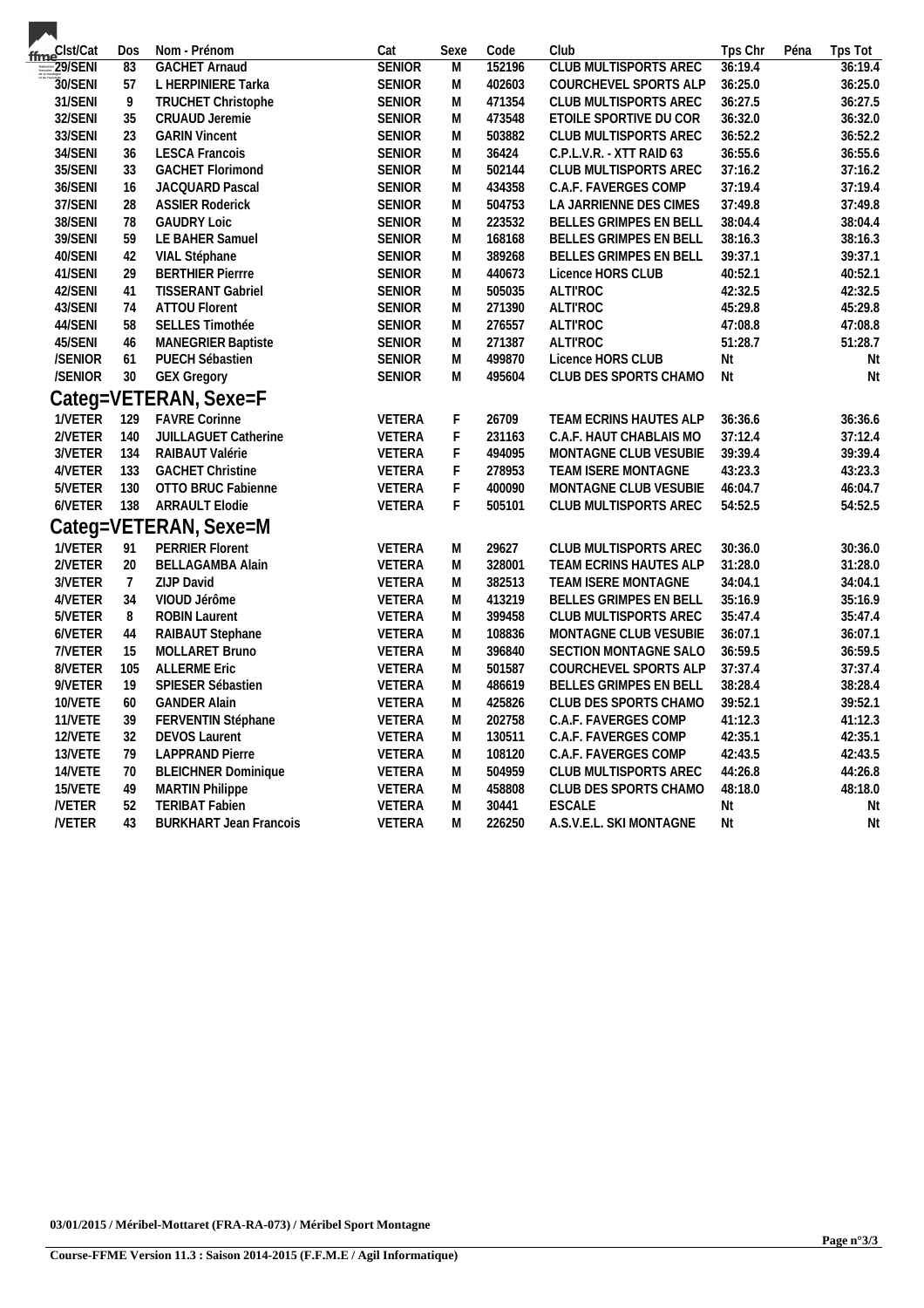| Clst/Cat | Dos | Nom - Prénom | Cat | Sexe | Code | Club | Tps Chr | Péna | Tps Tot |
|---|---|---|---|---|---|---|---|---|---|
| 29/SENI | 83 | GACHET Arnaud | SENIOR | M | 152196 | CLUB MULTISPORTS AREC | 36:19.4 | | 36:19.4 |
| 30/SENI | 57 | L HERPINIERE Tarka | SENIOR | M | 402603 | COURCHEVEL SPORTS ALP | 36:25.0 | | 36:25.0 |
| 31/SENI | 9 | TRUCHET Christophe | SENIOR | M | 471354 | CLUB MULTISPORTS AREC | 36:27.5 | | 36:27.5 |
| 32/SENI | 35 | CRUAUD Jeremie | SENIOR | M | 473548 | ETOILE SPORTIVE DU COR | 36:32.0 | | 36:32.0 |
| 33/SENI | 23 | GARIN Vincent | SENIOR | M | 503882 | CLUB MULTISPORTS AREC | 36:52.2 | | 36:52.2 |
| 34/SENI | 36 | LESCA Francois | SENIOR | M | 36424 | C.P.L.V.R. - XTT RAID 63 | 36:55.6 | | 36:55.6 |
| 35/SENI | 33 | GACHET Florimond | SENIOR | M | 502144 | CLUB MULTISPORTS AREC | 37:16.2 | | 37:16.2 |
| 36/SENI | 16 | JACQUARD Pascal | SENIOR | M | 434358 | C.A.F. FAVERGES COMP | 37:19.4 | | 37:19.4 |
| 37/SENI | 28 | ASSIER Roderick | SENIOR | M | 504753 | LA JARRIENNE DES CIMES | 37:49.8 | | 37:49.8 |
| 38/SENI | 78 | GAUDRY Loic | SENIOR | M | 223532 | BELLES GRIMPES EN BELL | 38:04.4 | | 38:04.4 |
| 39/SENI | 59 | LE BAHER Samuel | SENIOR | M | 168168 | BELLES GRIMPES EN BELL | 38:16.3 | | 38:16.3 |
| 40/SENI | 42 | VIAL Stéphane | SENIOR | M | 389268 | BELLES GRIMPES EN BELL | 39:37.1 | | 39:37.1 |
| 41/SENI | 29 | BERTHIER Pierrre | SENIOR | M | 440673 | Licence HORS CLUB | 40:52.1 | | 40:52.1 |
| 42/SENI | 41 | TISSERANT Gabriel | SENIOR | M | 505035 | ALTI'ROC | 42:32.5 | | 42:32.5 |
| 43/SENI | 74 | ATTOU Florent | SENIOR | M | 271390 | ALTI'ROC | 45:29.8 | | 45:29.8 |
| 44/SENI | 58 | SELLES Timothée | SENIOR | M | 276557 | ALTI'ROC | 47:08.8 | | 47:08.8 |
| 45/SENI | 46 | MANEGRIER Baptiste | SENIOR | M | 271387 | ALTI'ROC | 51:28.7 | | 51:28.7 |
| /SENIOR | 61 | PUECH Sébastien | SENIOR | M | 499870 | Licence HORS CLUB | Nt | | Nt |
| /SENIOR | 30 | GEX Gregory | SENIOR | M | 495604 | CLUB DES SPORTS CHAMO | Nt | | Nt |

## Categ=VETERAN, Sexe=F

| Clst/Cat | Dos | Nom - Prénom | Cat | Sexe | Code | Club | Tps Chr | Péna | Tps Tot |
|---|---|---|---|---|---|---|---|---|---|
| 1/VETER | 129 | FAVRE Corinne | VETERA | F | 26709 | TEAM ECRINS HAUTES ALP | 36:36.6 | | 36:36.6 |
| 2/VETER | 140 | JUILLAGUET Catherine | VETERA | F | 231163 | C.A.F. HAUT CHABLAIS MO | 37:12.4 | | 37:12.4 |
| 3/VETER | 134 | RAIBAUT Valérie | VETERA | F | 494095 | MONTAGNE CLUB VESUBIE | 39:39.4 | | 39:39.4 |
| 4/VETER | 133 | GACHET Christine | VETERA | F | 278953 | TEAM ISERE MONTAGNE | 43:23.3 | | 43:23.3 |
| 5/VETER | 130 | OTTO BRUC Fabienne | VETERA | F | 400090 | MONTAGNE CLUB VESUBIE | 46:04.7 | | 46:04.7 |
| 6/VETER | 138 | ARRAULT Elodie | VETERA | F | 505101 | CLUB MULTISPORTS AREC | 54:52.5 | | 54:52.5 |

## Categ=VETERAN, Sexe=M

| Clst/Cat | Dos | Nom - Prénom | Cat | Sexe | Code | Club | Tps Chr | Péna | Tps Tot |
|---|---|---|---|---|---|---|---|---|---|
| 1/VETER | 91 | PERRIER Florent | VETERA | M | 29627 | CLUB MULTISPORTS AREC | 30:36.0 | | 30:36.0 |
| 2/VETER | 20 | BELLAGAMBA Alain | VETERA | M | 328001 | TEAM ECRINS HAUTES ALP | 31:28.0 | | 31:28.0 |
| 3/VETER | 7 | ZIJP David | VETERA | M | 382513 | TEAM ISERE MONTAGNE | 34:04.1 | | 34:04.1 |
| 4/VETER | 34 | VIOUD Jérôme | VETERA | M | 413219 | BELLES GRIMPES EN BELL | 35:16.9 | | 35:16.9 |
| 5/VETER | 8 | ROBIN Laurent | VETERA | M | 399458 | CLUB MULTISPORTS AREC | 35:47.4 | | 35:47.4 |
| 6/VETER | 44 | RAIBAUT Stephane | VETERA | M | 108836 | MONTAGNE CLUB VESUBIE | 36:07.1 | | 36:07.1 |
| 7/VETER | 15 | MOLLARET Bruno | VETERA | M | 396840 | SECTION MONTAGNE SALO | 36:59.5 | | 36:59.5 |
| 8/VETER | 105 | ALLERME Eric | VETERA | M | 501587 | COURCHEVEL SPORTS ALP | 37:37.4 | | 37:37.4 |
| 9/VETER | 19 | SPIESER Sébastien | VETERA | M | 486619 | BELLES GRIMPES EN BELL | 38:28.4 | | 38:28.4 |
| 10/VETE | 60 | GANDER Alain | VETERA | M | 425826 | CLUB DES SPORTS CHAMO | 39:52.1 | | 39:52.1 |
| 11/VETE | 39 | FERVENTIN Stéphane | VETERA | M | 202758 | C.A.F. FAVERGES COMP | 41:12.3 | | 41:12.3 |
| 12/VETE | 32 | DEVOS Laurent | VETERA | M | 130511 | C.A.F. FAVERGES COMP | 42:35.1 | | 42:35.1 |
| 13/VETE | 79 | LAPPRAND Pierre | VETERA | M | 108120 | C.A.F. FAVERGES COMP | 42:43.5 | | 42:43.5 |
| 14/VETE | 70 | BLEICHNER Dominique | VETERA | M | 504959 | CLUB MULTISPORTS AREC | 44:26.8 | | 44:26.8 |
| 15/VETE | 49 | MARTIN Philippe | VETERA | M | 458808 | CLUB DES SPORTS CHAMO | 48:18.0 | | 48:18.0 |
| /VETER | 52 | TERIBAT Fabien | VETERA | M | 30441 | ESCALE | Nt | | Nt |
| /VETER | 43 | BURKHART Jean Francois | VETERA | M | 226250 | A.S.V.E.L. SKI MONTAGNE | Nt | | Nt |

**03/01/2015 / Méribel-Mottaret (FRA-RA-073) / Méribel Sport Montagne**

**Course-FFME Version 11.3 : Saison 2014-2015 (F.F.M.E / Agil Informatique)**